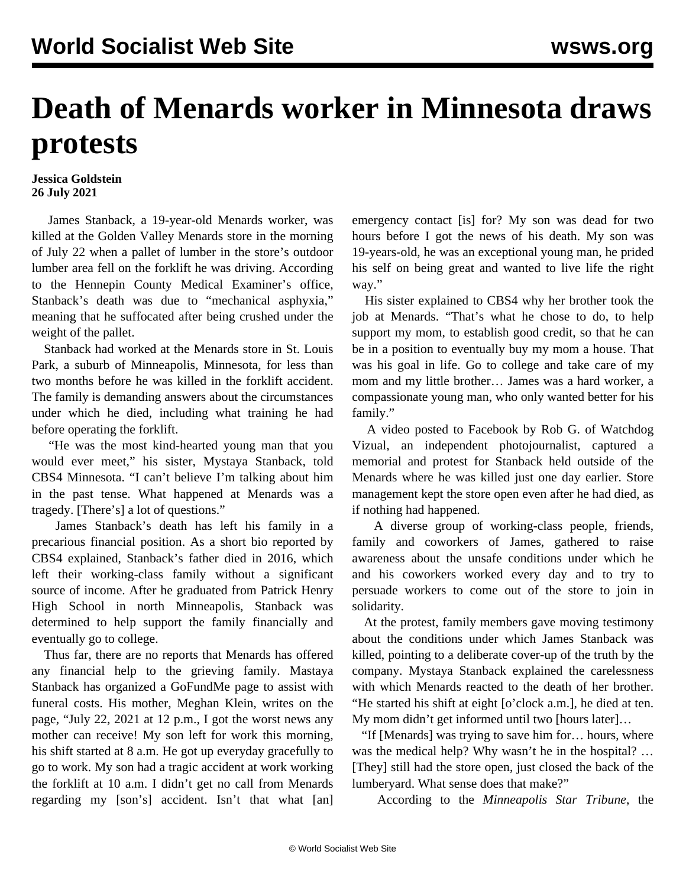# Death of Menards worker in Minnesota draws protests

**Jessica Goldstein**
**26 July 2021**

James Stanback, a 19-year-old Menards worker, was killed at the Golden Valley Menards store in the morning of July 22 when a pallet of lumber in the store's outdoor lumber area fell on the forklift he was driving. According to the Hennepin County Medical Examiner's office, Stanback's death was due to "mechanical asphyxia," meaning that he suffocated after being crushed under the weight of the pallet.

Stanback had worked at the Menards store in St. Louis Park, a suburb of Minneapolis, Minnesota, for less than two months before he was killed in the forklift accident. The family is demanding answers about the circumstances under which he died, including what training he had before operating the forklift.

"He was the most kind-hearted young man that you would ever meet," his sister, Mystaya Stanback, told CBS4 Minnesota. "I can't believe I'm talking about him in the past tense. What happened at Menards was a tragedy. [There's] a lot of questions."

James Stanback's death has left his family in a precarious financial position. As a short bio reported by CBS4 explained, Stanback's father died in 2016, which left their working-class family without a significant source of income. After he graduated from Patrick Henry High School in north Minneapolis, Stanback was determined to help support the family financially and eventually go to college.

Thus far, there are no reports that Menards has offered any financial help to the grieving family. Mastaya Stanback has organized a GoFundMe page to assist with funeral costs. His mother, Meghan Klein, writes on the page, "July 22, 2021 at 12 p.m., I got the worst news any mother can receive! My son left for work this morning, his shift started at 8 a.m. He got up everyday gracefully to go to work. My son had a tragic accident at work working the forklift at 10 a.m. I didn't get no call from Menards regarding my [son's] accident. Isn't that what [an] emergency contact [is] for? My son was dead for two hours before I got the news of his death. My son was 19-years-old, he was an exceptional young man, he prided his self on being great and wanted to live life the right way."

His sister explained to CBS4 why her brother took the job at Menards. "That's what he chose to do, to help support my mom, to establish good credit, so that he can be in a position to eventually buy my mom a house. That was his goal in life. Go to college and take care of my mom and my little brother… James was a hard worker, a compassionate young man, who only wanted better for his family."

A video posted to Facebook by Rob G. of Watchdog Vizual, an independent photojournalist, captured a memorial and protest for Stanback held outside of the Menards where he was killed just one day earlier. Store management kept the store open even after he had died, as if nothing had happened.

A diverse group of working-class people, friends, family and coworkers of James, gathered to raise awareness about the unsafe conditions under which he and his coworkers worked every day and to try to persuade workers to come out of the store to join in solidarity.

At the protest, family members gave moving testimony about the conditions under which James Stanback was killed, pointing to a deliberate cover-up of the truth by the company. Mystaya Stanback explained the carelessness with which Menards reacted to the death of her brother. "He started his shift at eight [o'clock a.m.], he died at ten. My mom didn't get informed until two [hours later]…

"If [Menards] was trying to save him for… hours, where was the medical help? Why wasn't he in the hospital? … [They] still had the store open, just closed the back of the lumberyard. What sense does that make?"

According to the *Minneapolis Star Tribune*, the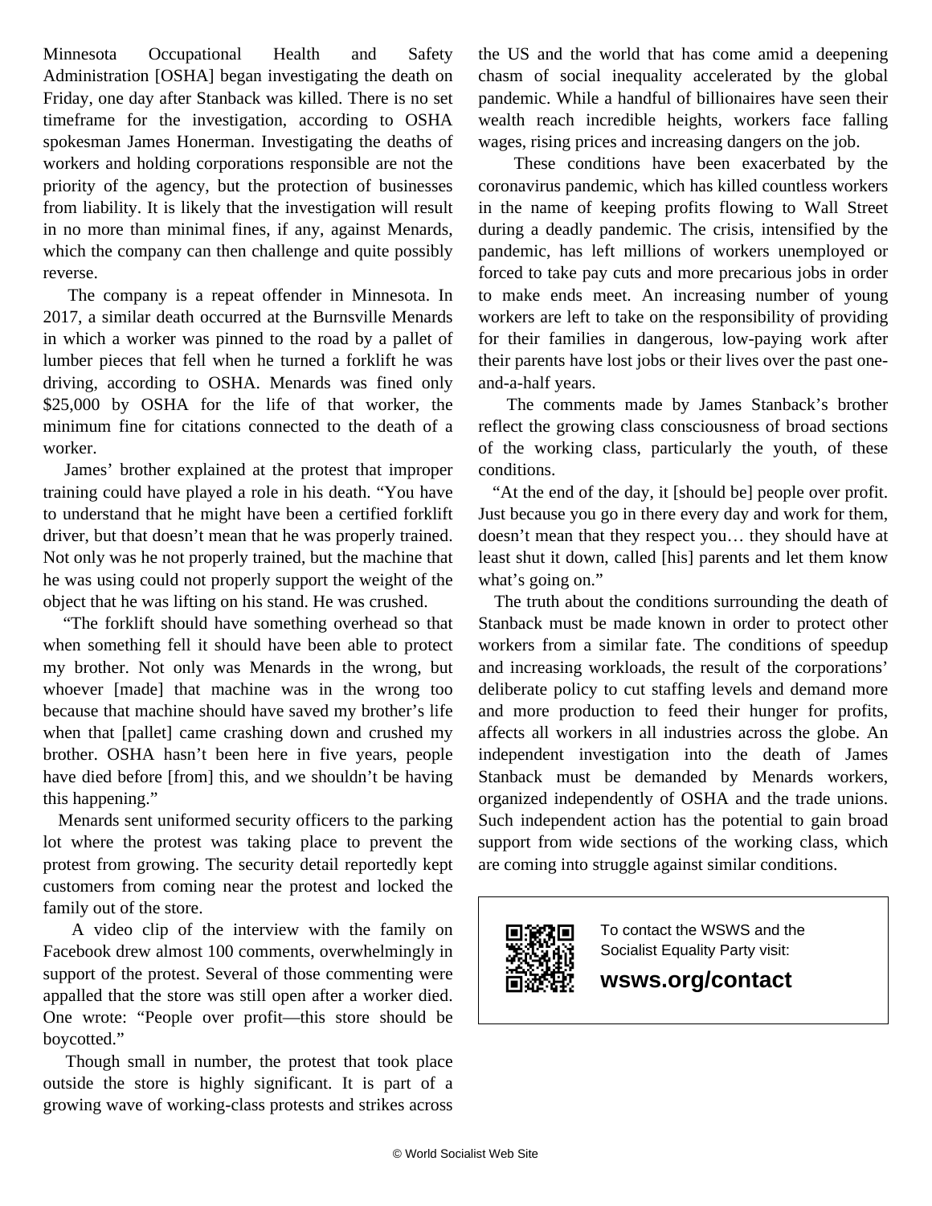Minnesota Occupational Health and Safety Administration [OSHA] began investigating the death on Friday, one day after Stanback was killed. There is no set timeframe for the investigation, according to OSHA spokesman James Honerman. Investigating the deaths of workers and holding corporations responsible are not the priority of the agency, but the protection of businesses from liability. It is likely that the investigation will result in no more than minimal fines, if any, against Menards, which the company can then challenge and quite possibly reverse.

The company is a repeat offender in Minnesota. In 2017, a similar death occurred at the Burnsville Menards in which a worker was pinned to the road by a pallet of lumber pieces that fell when he turned a forklift he was driving, according to OSHA. Menards was fined only $25,000 by OSHA for the life of that worker, the minimum fine for citations connected to the death of a worker.

James' brother explained at the protest that improper training could have played a role in his death. "You have to understand that he might have been a certified forklift driver, but that doesn't mean that he was properly trained. Not only was he not properly trained, but the machine that he was using could not properly support the weight of the object that he was lifting on his stand. He was crushed.

"The forklift should have something overhead so that when something fell it should have been able to protect my brother. Not only was Menards in the wrong, but whoever [made] that machine was in the wrong too because that machine should have saved my brother's life when that [pallet] came crashing down and crushed my brother. OSHA hasn't been here in five years, people have died before [from] this, and we shouldn't be having this happening."

Menards sent uniformed security officers to the parking lot where the protest was taking place to prevent the protest from growing. The security detail reportedly kept customers from coming near the protest and locked the family out of the store.

A video clip of the interview with the family on Facebook drew almost 100 comments, overwhelmingly in support of the protest. Several of those commenting were appalled that the store was still open after a worker died. One wrote: "People over profit—this store should be boycotted."

Though small in number, the protest that took place outside the store is highly significant. It is part of a growing wave of working-class protests and strikes across the US and the world that has come amid a deepening chasm of social inequality accelerated by the global pandemic. While a handful of billionaires have seen their wealth reach incredible heights, workers face falling wages, rising prices and increasing dangers on the job.

These conditions have been exacerbated by the coronavirus pandemic, which has killed countless workers in the name of keeping profits flowing to Wall Street during a deadly pandemic. The crisis, intensified by the pandemic, has left millions of workers unemployed or forced to take pay cuts and more precarious jobs in order to make ends meet. An increasing number of young workers are left to take on the responsibility of providing for their families in dangerous, low-paying work after their parents have lost jobs or their lives over the past one-and-a-half years.

The comments made by James Stanback's brother reflect the growing class consciousness of broad sections of the working class, particularly the youth, of these conditions.

"At the end of the day, it [should be] people over profit. Just because you go in there every day and work for them, doesn't mean that they respect you… they should have at least shut it down, called [his] parents and let them know what's going on."

The truth about the conditions surrounding the death of Stanback must be made known in order to protect other workers from a similar fate. The conditions of speedup and increasing workloads, the result of the corporations' deliberate policy to cut staffing levels and demand more and more production to feed their hunger for profits, affects all workers in all industries across the globe. An independent investigation into the death of James Stanback must be demanded by Menards workers, organized independently of OSHA and the trade unions. Such independent action has the potential to gain broad support from wide sections of the working class, which are coming into struggle against similar conditions.

To contact the WSWS and the Socialist Equality Party visit:

**wsws.org/contact**